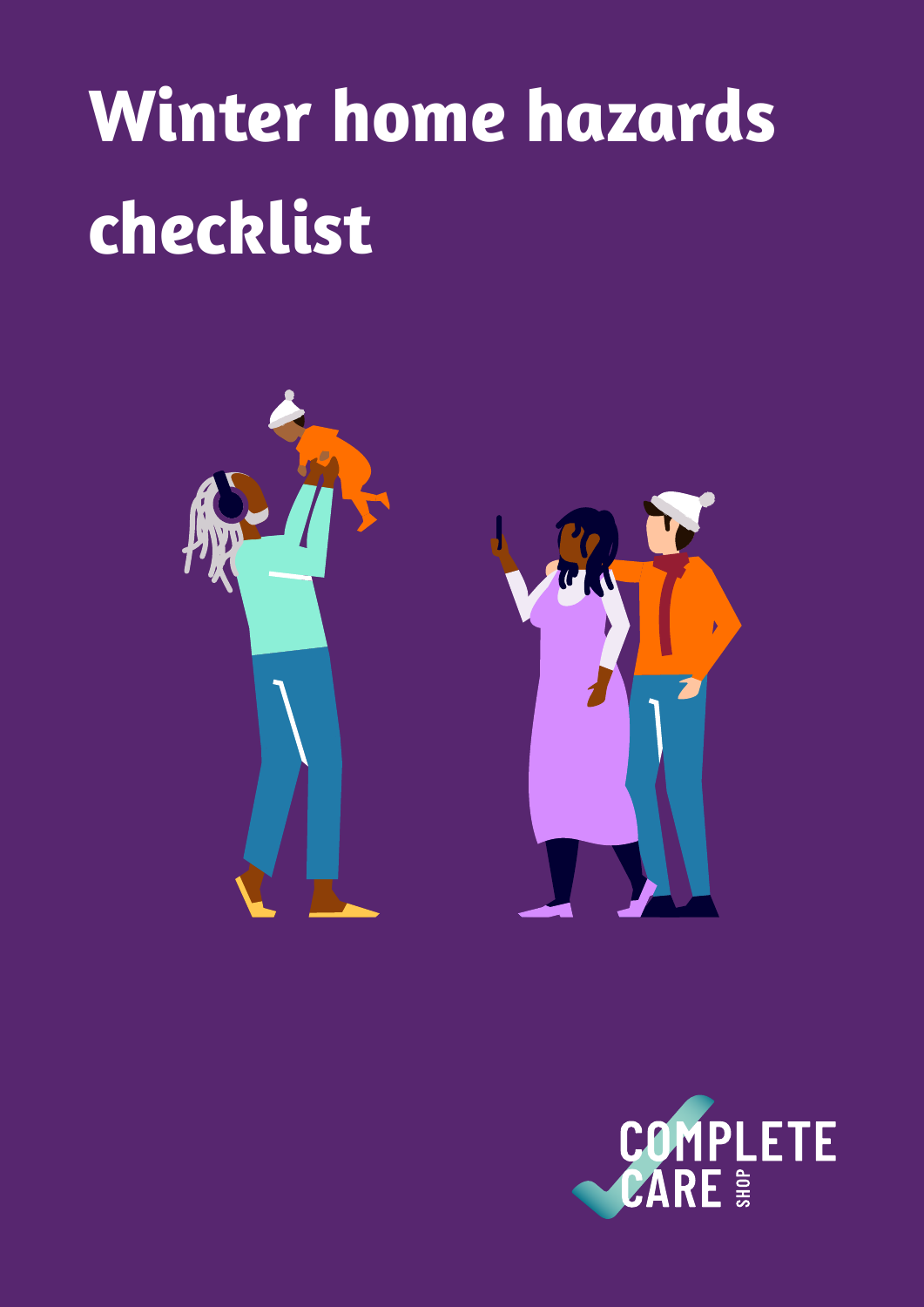# Winter home hazards checklist

COMPLETE CARE SHOP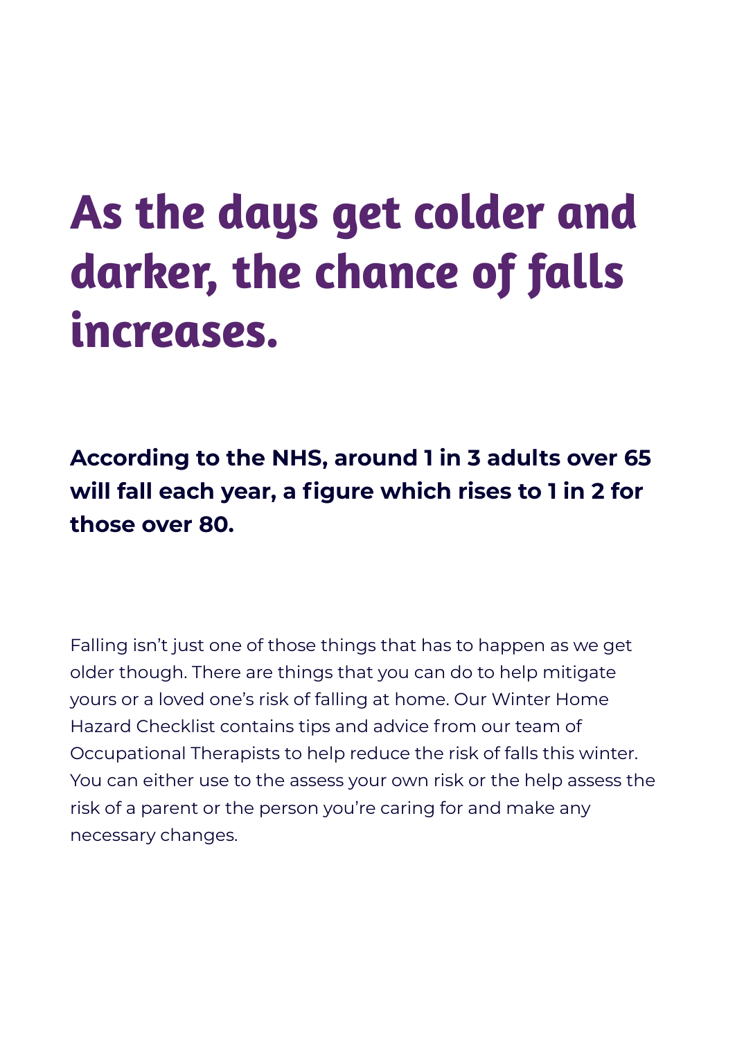# As the days get colder and darker, the chance of falls increases.

**According to the NHS, around 1 in 3 adults over 65 will fall each year, a figure which rises to 1 in 2 for those over 80.**

Falling isn't just one of those things that has to happen as we get older though. There are things that you can do to help mitigate yours or a loved one's risk of falling at home. Our Winter Home Hazard Checklist contains tips and advice from our team of Occupational Therapists to help reduce the risk of falls this winter. You can either use to the assess your own risk or the help assess the risk of a parent or the person you're caring for and make any necessary changes.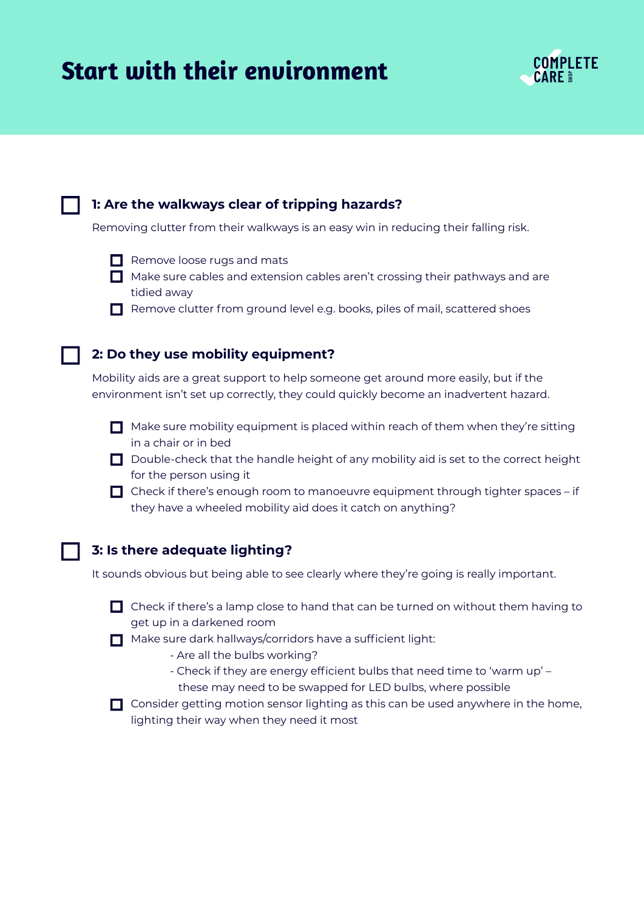# Start with their environment

## 1: Are the walkways clear of tripping hazards?

Removing clutter from their walkways is an easy win in reducing their falling risk.

- [ ] Remove loose rugs and mats
- [ ] Make sure cables and extension cables aren't crossing their pathways and are tidied away
- [ ] Remove clutter from ground level e.g. books, piles of mail, scattered shoes

## 2: Do they use mobility equipment?

Mobility aids are a great support to help someone get around more easily, but if the environment isn't set up correctly, they could quickly become an inadvertent hazard.

- [ ] Make sure mobility equipment is placed within reach of them when they're sitting in a chair or in bed
- [ ] Double-check that the handle height of any mobility aid is set to the correct height for the person using it
- [ ] Check if there's enough room to manoeuvre equipment through tighter spaces – if they have a wheeled mobility aid does it catch on anything?

## 3: Is there adequate lighting?

It sounds obvious but being able to see clearly where they're going is really important.

- [ ] Check if there's a lamp close to hand that can be turned on without them having to get up in a darkened room
- [ ] Make sure dark hallways/corridors have a sufficient light:
  - Are all the bulbs working?
  - Check if they are energy efficient bulbs that need time to 'warm up' – these may need to be swapped for LED bulbs, where possible
- [ ] Consider getting motion sensor lighting as this can be used anywhere in the home, lighting their way when they need it most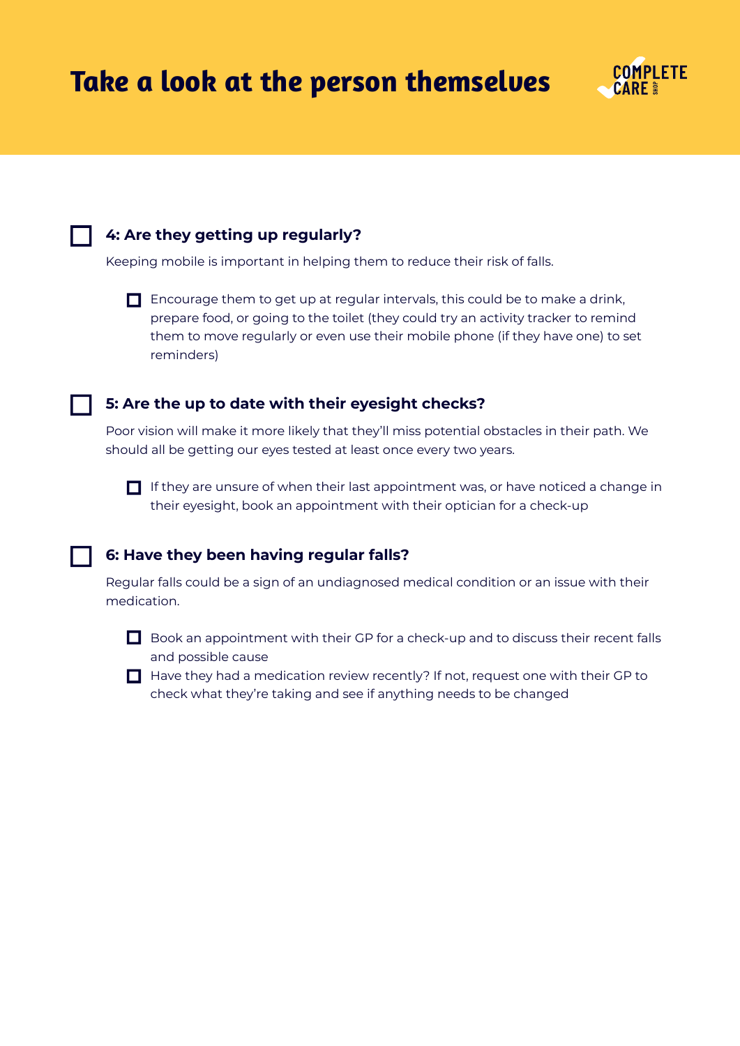# Take a look at the person themselves

COMPLETE CARE SHOP

- [ ] **4: Are they getting up regularly?**

  Keeping mobile is important in helping them to reduce their risk of falls.

  - [ ] Encourage them to get up at regular intervals, this could be to make a drink, prepare food, or going to the toilet (they could try an activity tracker to remind them to move regularly or even use their mobile phone (if they have one) to set reminders)

- [ ] **5: Are the up to date with their eyesight checks?**

  Poor vision will make it more likely that they'll miss potential obstacles in their path. We should all be getting our eyes tested at least once every two years.

  - [ ] If they are unsure of when their last appointment was, or have noticed a change in their eyesight, book an appointment with their optician for a check-up

- [ ] **6: Have they been having regular falls?**

  Regular falls could be a sign of an undiagnosed medical condition or an issue with their medication.

  - [ ] Book an appointment with their GP for a check-up and to discuss their recent falls and possible cause
  - [ ] Have they had a medication review recently? If not, request one with their GP to check what they're taking and see if anything needs to be changed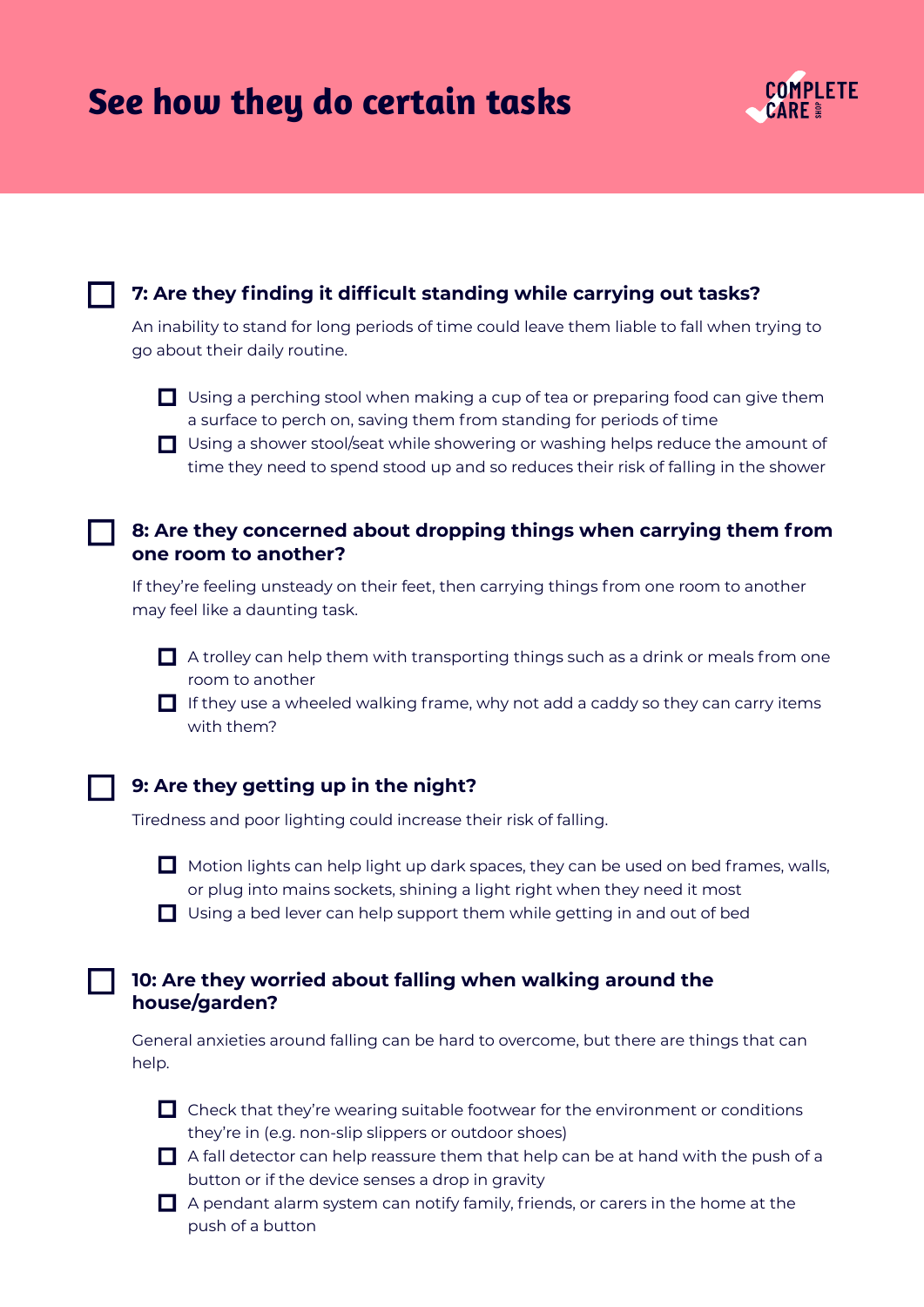# See how they do certain tasks

- [ ] **7: Are they finding it difficult standing while carrying out tasks?**

  An inability to stand for long periods of time could leave them liable to fall when trying to go about their daily routine.

  - [ ] Using a perching stool when making a cup of tea or preparing food can give them a surface to perch on, saving them from standing for periods of time
  - [ ] Using a shower stool/seat while showering or washing helps reduce the amount of time they need to spend stood up and so reduces their risk of falling in the shower

- [ ] **8: Are they concerned about dropping things when carrying them from one room to another?**

  If they're feeling unsteady on their feet, then carrying things from one room to another may feel like a daunting task.

  - [ ] A trolley can help them with transporting things such as a drink or meals from one room to another
  - [ ] If they use a wheeled walking frame, why not add a caddy so they can carry items with them?

- [ ] **9: Are they getting up in the night?**

  Tiredness and poor lighting could increase their risk of falling.

  - [ ] Motion lights can help light up dark spaces, they can be used on bed frames, walls, or plug into mains sockets, shining a light right when they need it most
  - [ ] Using a bed lever can help support them while getting in and out of bed

- [ ] **10: Are they worried about falling when walking around the house/garden?**

  General anxieties around falling can be hard to overcome, but there are things that can help.

  - [ ] Check that they're wearing suitable footwear for the environment or conditions they're in (e.g. non-slip slippers or outdoor shoes)
  - [ ] A fall detector can help reassure them that help can be at hand with the push of a button or if the device senses a drop in gravity
  - [ ] A pendant alarm system can notify family, friends, or carers in the home at the push of a button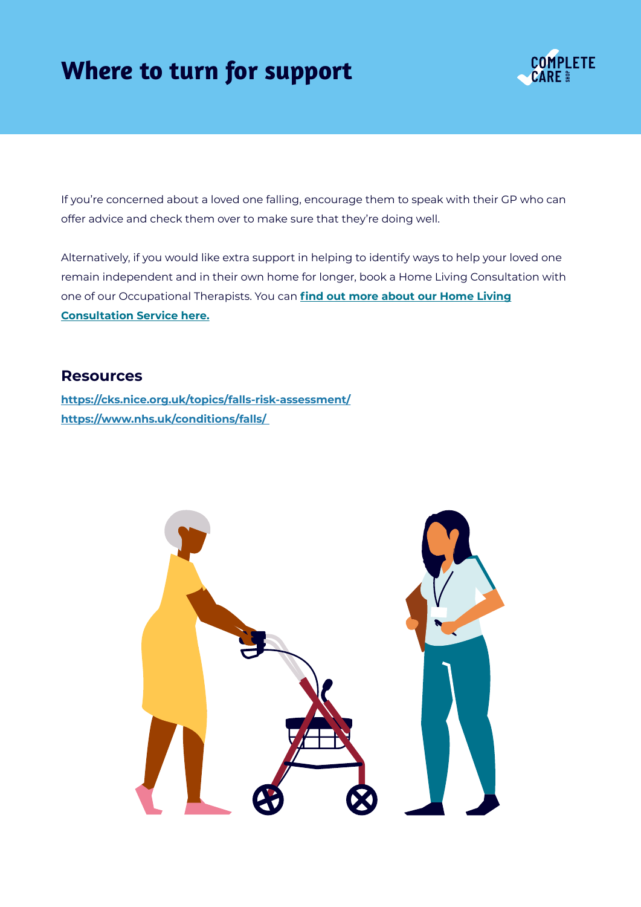# Where to turn for support

If you're concerned about a loved one falling, encourage them to speak with their GP who can offer advice and check them over to make sure that they're doing well.

Alternatively, if you would like extra support in helping to identify ways to help your loved one remain independent and in their own home for longer, book a Home Living Consultation with one of our Occupational Therapists. You can **find out more about our Home Living Consultation Service here.**

## Resources

**https://cks.nice.org.uk/topics/falls-risk-assessment/**
**https://www.nhs.uk/conditions/falls/**